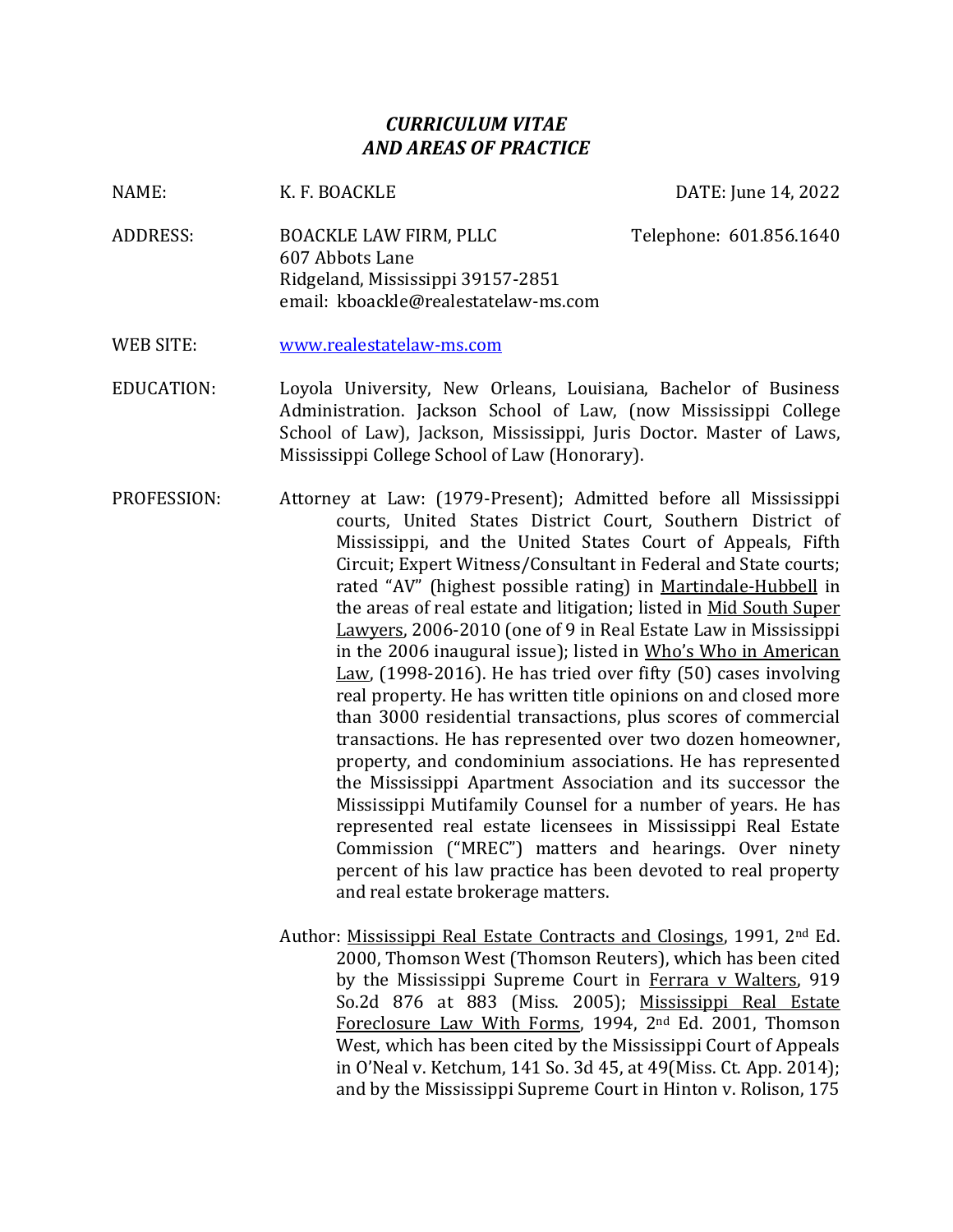# *CURRICULUM VITAE AND AREAS OF PRACTICE*

**NAME:** K. F. BOACKLE

**DATE:** June 14, 2022

**ADDRESS:** BOACKLE LAW FIRM, PLLC
607 Abbots Lane
Ridgeland, Mississippi 39157-2851
email: kboackle@realestatelaw-ms.com

**Telephone:** 601.856.1640

**WEB SITE:** www.realestatelaw-ms.com

**EDUCATION:** Loyola University, New Orleans, Louisiana, Bachelor of Business Administration. Jackson School of Law, (now Mississippi College School of Law), Jackson, Mississippi, Juris Doctor. Master of Laws, Mississippi College School of Law (Honorary).

**PROFESSION:** Attorney at Law: (1979-Present); Admitted before all Mississippi courts, United States District Court, Southern District of Mississippi, and the United States Court of Appeals, Fifth Circuit; Expert Witness/Consultant in Federal and State courts; rated "AV" (highest possible rating) in Martindale-Hubbell in the areas of real estate and litigation; listed in Mid South Super Lawyers, 2006-2010 (one of 9 in Real Estate Law in Mississippi in the 2006 inaugural issue); listed in Who's Who in American Law, (1998-2016). He has tried over fifty (50) cases involving real property. He has written title opinions on and closed more than 3000 residential transactions, plus scores of commercial transactions. He has represented over two dozen homeowner, property, and condominium associations. He has represented the Mississippi Apartment Association and its successor the Mississippi Mutifamily Counsel for a number of years. He has represented real estate licensees in Mississippi Real Estate Commission ("MREC") matters and hearings. Over ninety percent of his law practice has been devoted to real property and real estate brokerage matters.

Author: Mississippi Real Estate Contracts and Closings, 1991, 2nd Ed. 2000, Thomson West (Thomson Reuters), which has been cited by the Mississippi Supreme Court in Ferrara v Walters, 919 So.2d 876 at 883 (Miss. 2005); Mississippi Real Estate Foreclosure Law With Forms, 1994, 2nd Ed. 2001, Thomson West, which has been cited by the Mississippi Court of Appeals in O'Neal v. Ketchum, 141 So. 3d 45, at 49(Miss. Ct. App. 2014); and by the Mississippi Supreme Court in Hinton v. Rolison, 175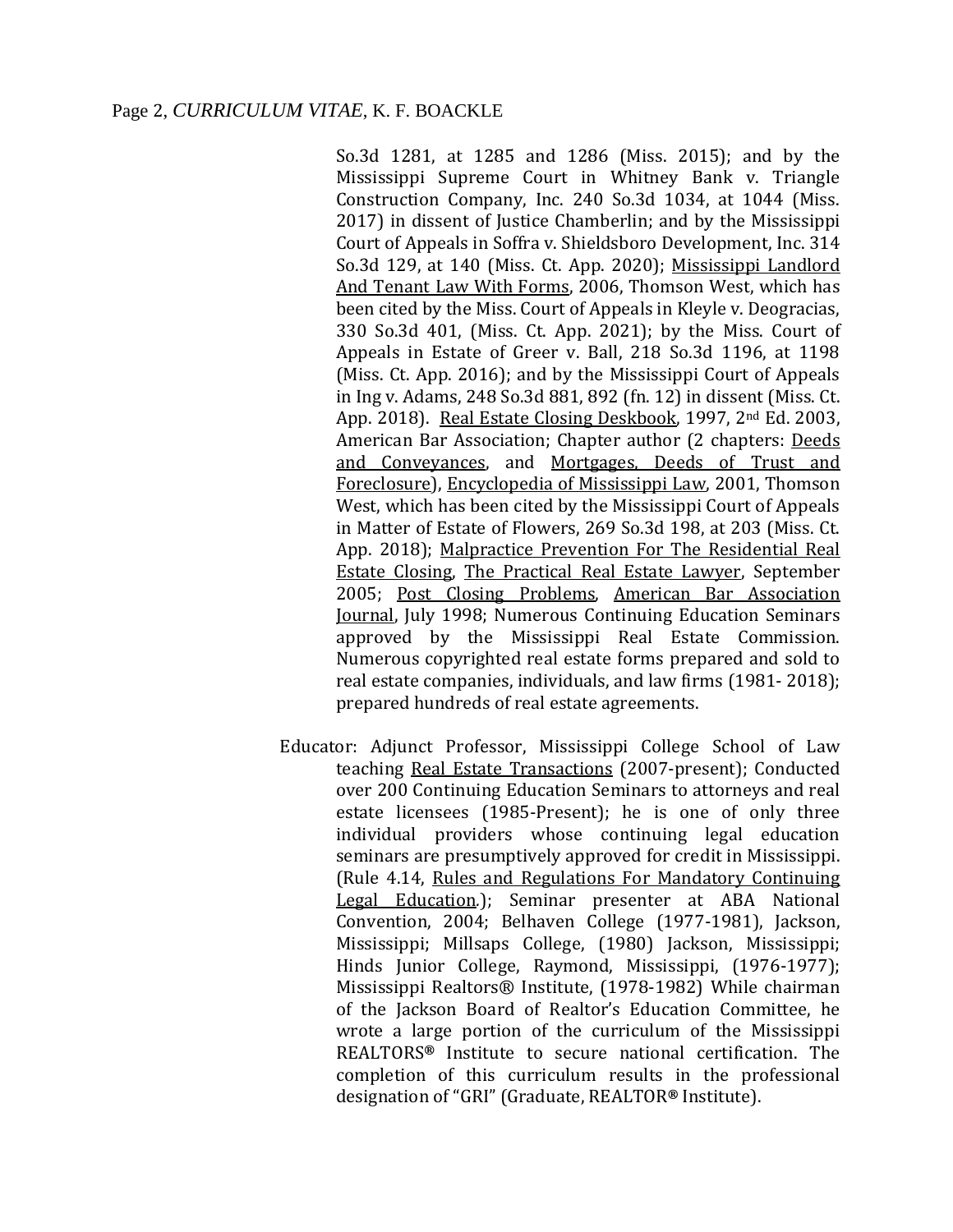So.3d 1281, at 1285 and 1286 (Miss. 2015); and by the Mississippi Supreme Court in Whitney Bank v. Triangle Construction Company, Inc. 240 So.3d 1034, at 1044 (Miss. 2017) in dissent of Justice Chamberlin; and by the Mississippi Court of Appeals in Soffra v. Shieldsboro Development, Inc. 314 So.3d 129, at 140 (Miss. Ct. App. 2020); <u>Mississippi Landlord And Tenant Law With Forms</u>, 2006, Thomson West, which has been cited by the Miss. Court of Appeals in Kleyle v. Deogracias, 330 So.3d 401, (Miss. Ct. App. 2021); by the Miss. Court of Appeals in Estate of Greer v. Ball, 218 So.3d 1196, at 1198 (Miss. Ct. App. 2016); and by the Mississippi Court of Appeals in Ing v. Adams, 248 So.3d 881, 892 (fn. 12) in dissent (Miss. Ct. App. 2018). <u>Real Estate Closing Deskbook</u>, 1997, 2nd Ed. 2003, American Bar Association; Chapter author (2 chapters: <u>Deeds and Conveyances</u>, and <u>Mortgages, Deeds of Trust and Foreclosure</u>), <u>Encyclopedia of Mississippi Law</u>, 2001, Thomson West, which has been cited by the Mississippi Court of Appeals in Matter of Estate of Flowers, 269 So.3d 198, at 203 (Miss. Ct. App. 2018); <u>Malpractice Prevention For The Residential Real Estate Closing</u>, <u>The Practical Real Estate Lawyer</u>, September 2005; <u>Post Closing Problems</u>, <u>American Bar Association Journal</u>, July 1998; Numerous Continuing Education Seminars approved by the Mississippi Real Estate Commission. Numerous copyrighted real estate forms prepared and sold to real estate companies, individuals, and law firms (1981- 2018); prepared hundreds of real estate agreements.

Educator: Adjunct Professor, Mississippi College School of Law teaching <u>Real Estate Transactions</u> (2007-present); Conducted over 200 Continuing Education Seminars to attorneys and real estate licensees (1985-Present); he is one of only three individual providers whose continuing legal education seminars are presumptively approved for credit in Mississippi. (Rule 4.14, <u>Rules and Regulations For Mandatory Continuing Legal Education</u>.); Seminar presenter at ABA National Convention, 2004; Belhaven College (1977-1981), Jackson, Mississippi; Millsaps College, (1980) Jackson, Mississippi; Hinds Junior College, Raymond, Mississippi, (1976-1977); Mississippi Realtors® Institute, (1978-1982) While chairman of the Jackson Board of Realtor's Education Committee, he wrote a large portion of the curriculum of the Mississippi REALTORS® Institute to secure national certification. The completion of this curriculum results in the professional designation of "GRI" (Graduate, REALTOR® Institute).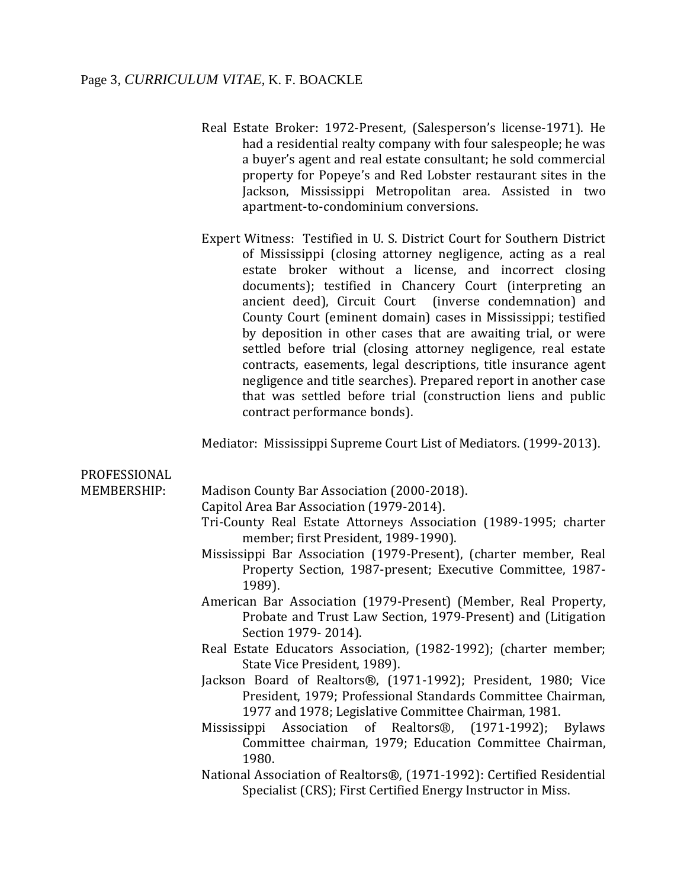Real Estate Broker: 1972-Present, (Salesperson's license-1971). He had a residential realty company with four salespeople; he was a buyer's agent and real estate consultant; he sold commercial property for Popeye's and Red Lobster restaurant sites in the Jackson, Mississippi Metropolitan area. Assisted in two apartment-to-condominium conversions.

Expert Witness: Testified in U. S. District Court for Southern District of Mississippi (closing attorney negligence, acting as a real estate broker without a license, and incorrect closing documents); testified in Chancery Court (interpreting an ancient deed), Circuit Court (inverse condemnation) and County Court (eminent domain) cases in Mississippi; testified by deposition in other cases that are awaiting trial, or were settled before trial (closing attorney negligence, real estate contracts, easements, legal descriptions, title insurance agent negligence and title searches). Prepared report in another case that was settled before trial (construction liens and public contract performance bonds).

Mediator: Mississippi Supreme Court List of Mediators. (1999-2013).

PROFESSIONAL MEMBERSHIP:

Madison County Bar Association (2000-2018).

Capitol Area Bar Association (1979-2014).

Tri-County Real Estate Attorneys Association (1989-1995; charter member; first President, 1989-1990).

Mississippi Bar Association (1979-Present), (charter member, Real Property Section, 1987-present; Executive Committee, 1987-1989).

American Bar Association (1979-Present) (Member, Real Property, Probate and Trust Law Section, 1979-Present) and (Litigation Section 1979- 2014).

Real Estate Educators Association, (1982-1992); (charter member; State Vice President, 1989).

Jackson Board of Realtors®, (1971-1992); President, 1980; Vice President, 1979; Professional Standards Committee Chairman, 1977 and 1978; Legislative Committee Chairman, 1981.

Mississippi Association of Realtors®, (1971-1992); Bylaws Committee chairman, 1979; Education Committee Chairman, 1980.

National Association of Realtors®, (1971-1992): Certified Residential Specialist (CRS); First Certified Energy Instructor in Miss.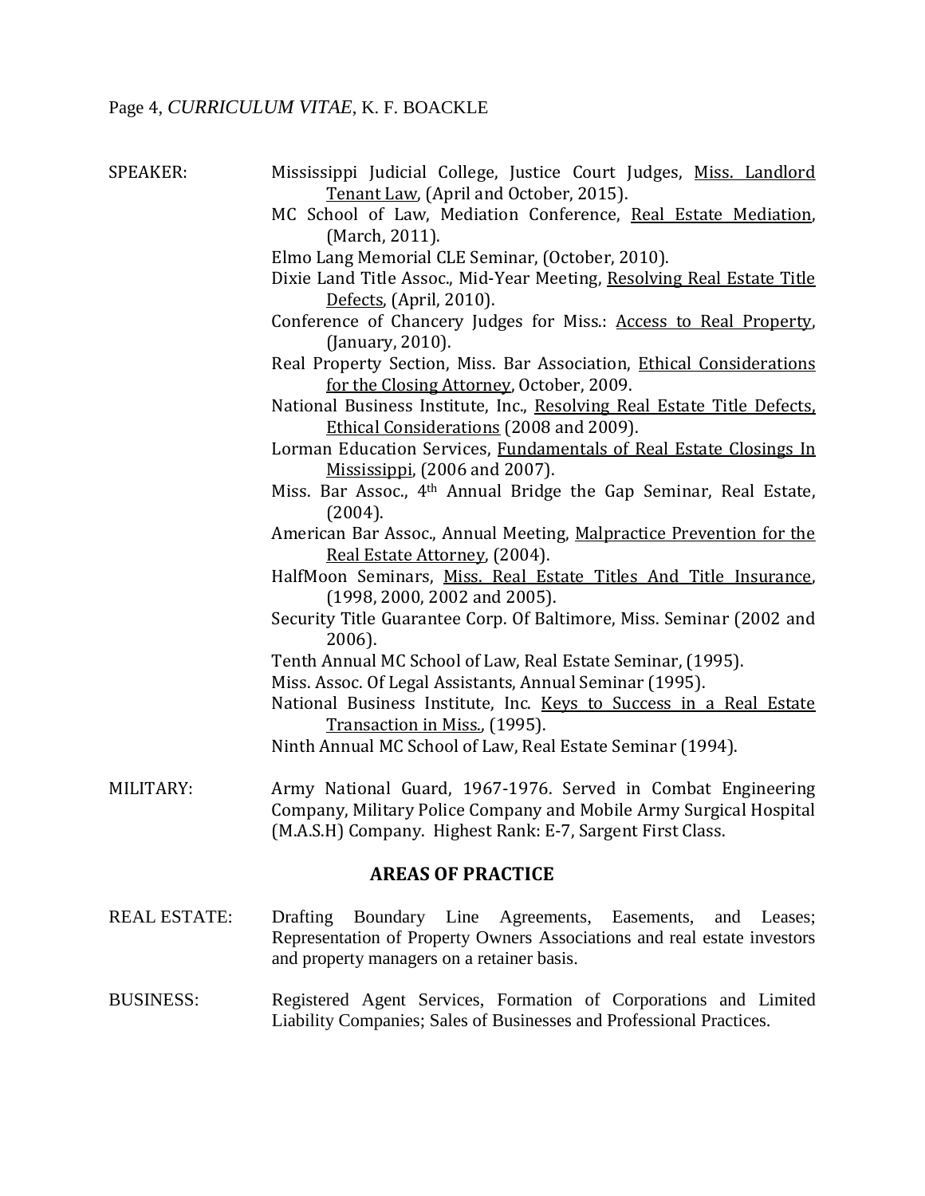SPEAKER:

Mississippi Judicial College, Justice Court Judges, Miss. Landlord Tenant Law, (April and October, 2015).

MC School of Law, Mediation Conference, Real Estate Mediation, (March, 2011).

Elmo Lang Memorial CLE Seminar, (October, 2010).

Dixie Land Title Assoc., Mid-Year Meeting, Resolving Real Estate Title Defects, (April, 2010).

Conference of Chancery Judges for Miss.: Access to Real Property, (January, 2010).

Real Property Section, Miss. Bar Association, Ethical Considerations for the Closing Attorney, October, 2009.

National Business Institute, Inc., Resolving Real Estate Title Defects, Ethical Considerations (2008 and 2009).

Lorman Education Services, Fundamentals of Real Estate Closings In Mississippi, (2006 and 2007).

Miss. Bar Assoc., 4th Annual Bridge the Gap Seminar, Real Estate, (2004).

American Bar Assoc., Annual Meeting, Malpractice Prevention for the Real Estate Attorney, (2004).

HalfMoon Seminars, Miss. Real Estate Titles And Title Insurance, (1998, 2000, 2002 and 2005).

Security Title Guarantee Corp. Of Baltimore, Miss. Seminar (2002 and 2006).

Tenth Annual MC School of Law, Real Estate Seminar, (1995).

Miss. Assoc. Of Legal Assistants, Annual Seminar (1995).

National Business Institute, Inc. Keys to Success in a Real Estate Transaction in Miss., (1995).

Ninth Annual MC School of Law, Real Estate Seminar (1994).

MILITARY:

Army National Guard, 1967-1976. Served in Combat Engineering Company, Military Police Company and Mobile Army Surgical Hospital (M.A.S.H) Company. Highest Rank: E-7, Sargent First Class.

## AREAS OF PRACTICE

REAL ESTATE:

Drafting Boundary Line Agreements, Easements, and Leases; Representation of Property Owners Associations and real estate investors and property managers on a retainer basis.

BUSINESS:

Registered Agent Services, Formation of Corporations and Limited Liability Companies; Sales of Businesses and Professional Practices.